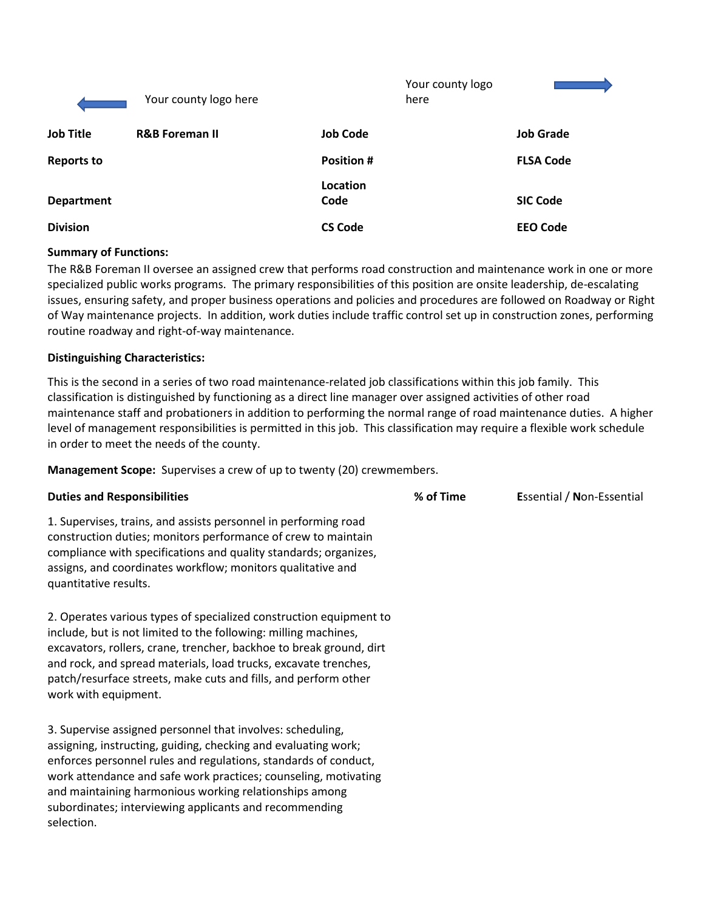Your county logo here

Your county logo here

| Job Title | R&B Foreman II | Job Code | Job Grade |
|---|---|---|---|
| Reports to | | Position # | FLSA Code |
| Department | | Location Code | SIC Code |
| Division | | CS Code | EEO Code |

**Summary of Functions:**

The R&B Foreman II oversee an assigned crew that performs road construction and maintenance work in one or more specialized public works programs. The primary responsibilities of this position are onsite leadership, de-escalating issues, ensuring safety, and proper business operations and policies and procedures are followed on Roadway or Right of Way maintenance projects. In addition, work duties include traffic control set up in construction zones, performing routine roadway and right-of-way maintenance.

**Distinguishing Characteristics:**

This is the second in a series of two road maintenance-related job classifications within this job family. This classification is distinguished by functioning as a direct line manager over assigned activities of other road maintenance staff and probationers in addition to performing the normal range of road maintenance duties. A higher level of management responsibilities is permitted in this job. This classification may require a flexible work schedule in order to meet the needs of the county.

**Management Scope:** Supervises a crew of up to twenty (20) crewmembers.

| Duties and Responsibilities | % of Time | Essential / Non-Essential |
|---|---|---|
| 1. Supervises, trains, and assists personnel in performing road construction duties; monitors performance of crew to maintain compliance with specifications and quality standards; organizes, assigns, and coordinates workflow; monitors qualitative and quantitative results. | | |
| 2. Operates various types of specialized construction equipment to include, but is not limited to the following: milling machines, excavators, rollers, crane, trencher, backhoe to break ground, dirt and rock, and spread materials, load trucks, excavate trenches, patch/resurface streets, make cuts and fills, and perform other work with equipment. | | |
| 3. Supervise assigned personnel that involves: scheduling, assigning, instructing, guiding, checking and evaluating work; enforces personnel rules and regulations, standards of conduct, work attendance and safe work practices; counseling, motivating and maintaining harmonious working relationships among subordinates; interviewing applicants and recommending selection. | | |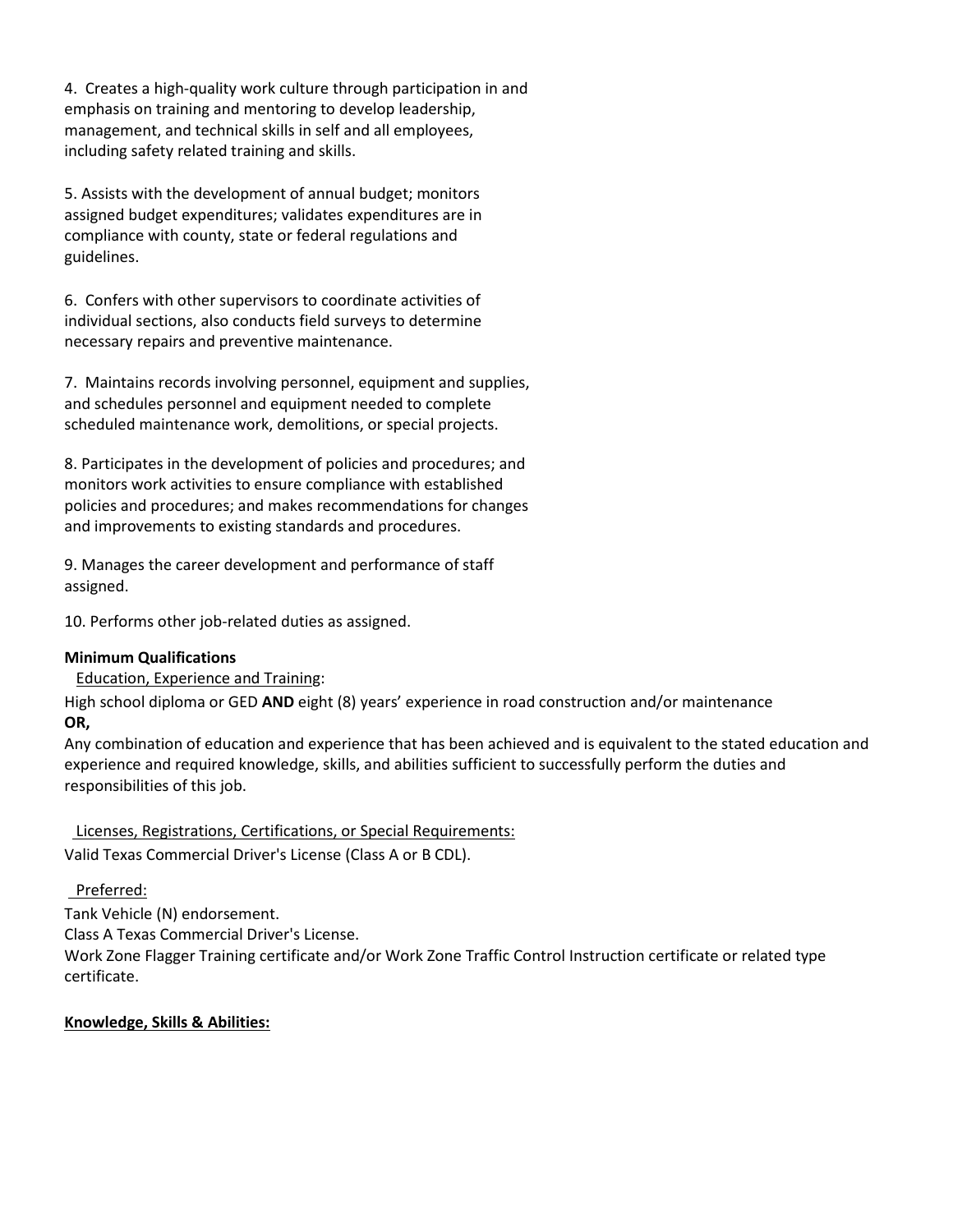4. Creates a high-quality work culture through participation in and emphasis on training and mentoring to develop leadership, management, and technical skills in self and all employees, including safety related training and skills.

5. Assists with the development of annual budget; monitors assigned budget expenditures; validates expenditures are in compliance with county, state or federal regulations and guidelines.

6. Confers with other supervisors to coordinate activities of individual sections, also conducts field surveys to determine necessary repairs and preventive maintenance.

7. Maintains records involving personnel, equipment and supplies, and schedules personnel and equipment needed to complete scheduled maintenance work, demolitions, or special projects.

8. Participates in the development of policies and procedures; and monitors work activities to ensure compliance with established policies and procedures; and makes recommendations for changes and improvements to existing standards and procedures.

9. Manages the career development and performance of staff assigned.

10. Performs other job-related duties as assigned.

**Minimum Qualifications**

Education, Experience and Training:

High school diploma or GED **AND** eight (8) years' experience in road construction and/or maintenance

**OR,**

Any combination of education and experience that has been achieved and is equivalent to the stated education and experience and required knowledge, skills, and abilities sufficient to successfully perform the duties and responsibilities of this job.

Licenses, Registrations, Certifications, or Special Requirements:

Valid Texas Commercial Driver's License (Class A or B CDL).

Preferred:

Tank Vehicle (N) endorsement.

Class A Texas Commercial Driver's License.

Work Zone Flagger Training certificate and/or Work Zone Traffic Control Instruction certificate or related type certificate.

**Knowledge, Skills & Abilities:**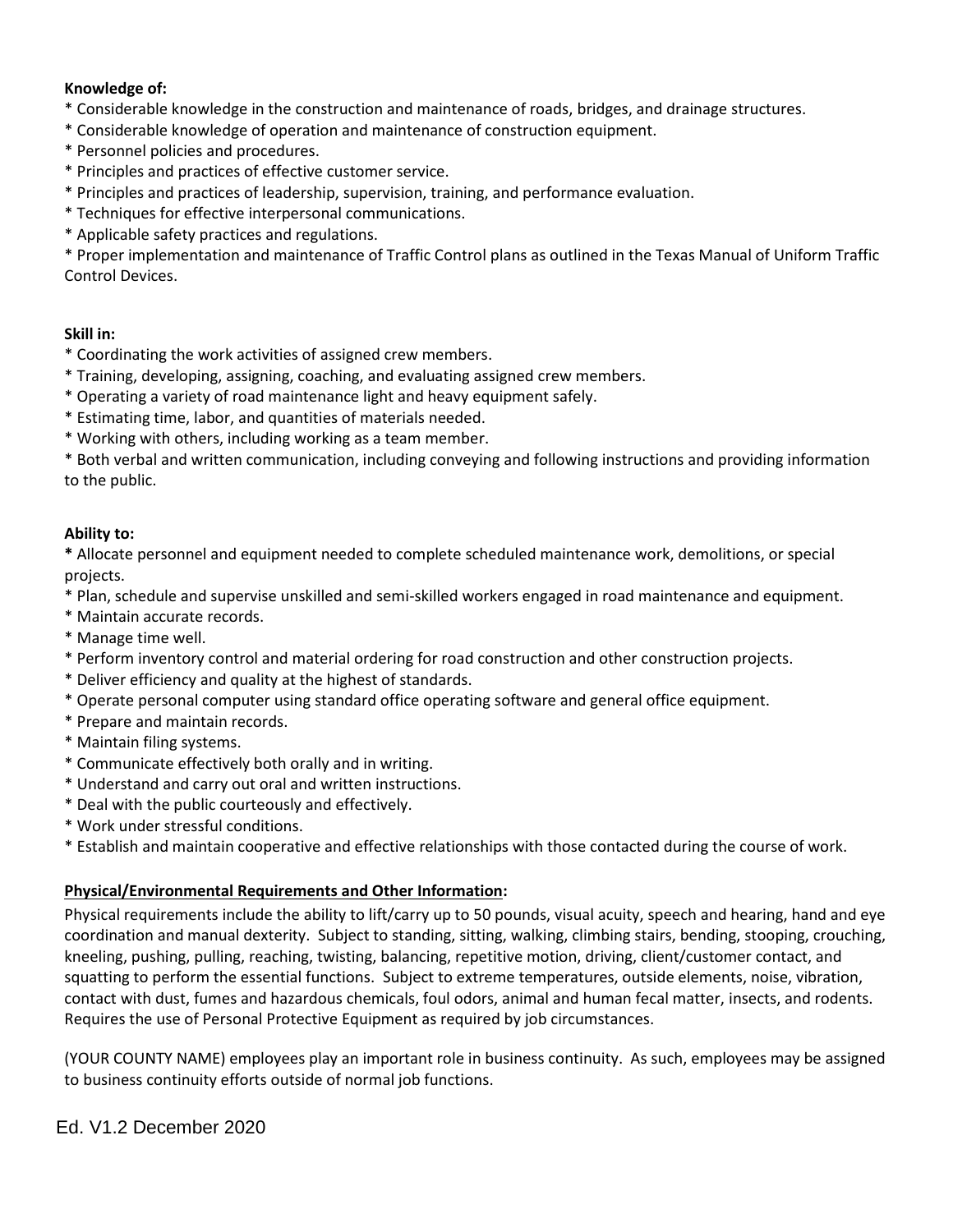**Knowledge of:**

* Considerable knowledge in the construction and maintenance of roads, bridges, and drainage structures.
* Considerable knowledge of operation and maintenance of construction equipment.
* Personnel policies and procedures.
* Principles and practices of effective customer service.
* Principles and practices of leadership, supervision, training, and performance evaluation.
* Techniques for effective interpersonal communications.
* Applicable safety practices and regulations.
* Proper implementation and maintenance of Traffic Control plans as outlined in the Texas Manual of Uniform Traffic Control Devices.

**Skill in:**

* Coordinating the work activities of assigned crew members.
* Training, developing, assigning, coaching, and evaluating assigned crew members.
* Operating a variety of road maintenance light and heavy equipment safely.
* Estimating time, labor, and quantities of materials needed.
* Working with others, including working as a team member.
* Both verbal and written communication, including conveying and following instructions and providing information to the public.

**Ability to:**

* Allocate personnel and equipment needed to complete scheduled maintenance work, demolitions, or special projects.
* Plan, schedule and supervise unskilled and semi-skilled workers engaged in road maintenance and equipment.
* Maintain accurate records.
* Manage time well.
* Perform inventory control and material ordering for road construction and other construction projects.
* Deliver efficiency and quality at the highest of standards.
* Operate personal computer using standard office operating software and general office equipment.
* Prepare and maintain records.
* Maintain filing systems.
* Communicate effectively both orally and in writing.
* Understand and carry out oral and written instructions.
* Deal with the public courteously and effectively.
* Work under stressful conditions.
* Establish and maintain cooperative and effective relationships with those contacted during the course of work.

**Physical/Environmental Requirements and Other Information:**

Physical requirements include the ability to lift/carry up to 50 pounds, visual acuity, speech and hearing, hand and eye coordination and manual dexterity. Subject to standing, sitting, walking, climbing stairs, bending, stooping, crouching, kneeling, pushing, pulling, reaching, twisting, balancing, repetitive motion, driving, client/customer contact, and squatting to perform the essential functions. Subject to extreme temperatures, outside elements, noise, vibration, contact with dust, fumes and hazardous chemicals, foul odors, animal and human fecal matter, insects, and rodents. Requires the use of Personal Protective Equipment as required by job circumstances.

(YOUR COUNTY NAME) employees play an important role in business continuity. As such, employees may be assigned to business continuity efforts outside of normal job functions.

Ed. V1.2 December 2020